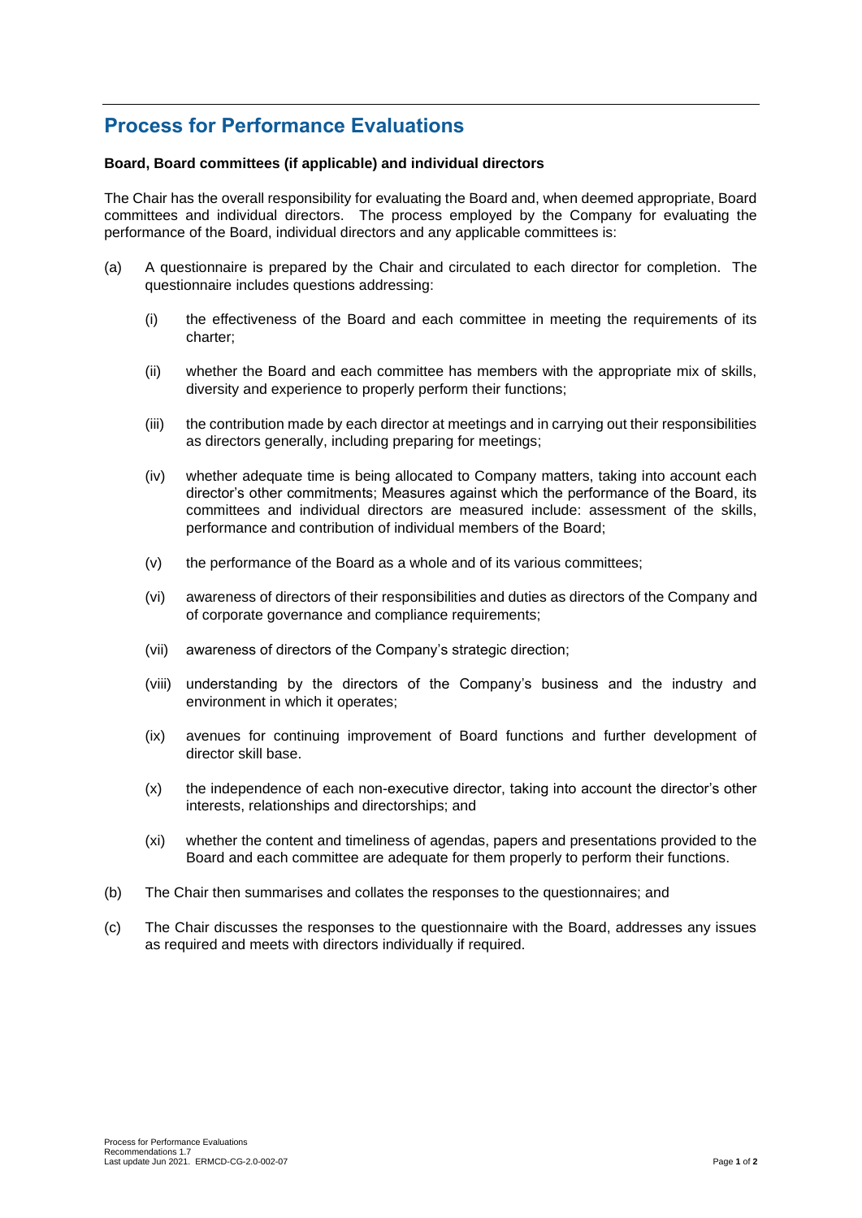# Process for Performance Evaluations

**Board, Board committees (if applicable) and individual directors**

The Chair has the overall responsibility for evaluating the Board and, when deemed appropriate, Board committees and individual directors. The process employed by the Company for evaluating the performance of the Board, individual directors and any applicable committees is:

(a) A questionnaire is prepared by the Chair and circulated to each director for completion. The questionnaire includes questions addressing:

  (i) the effectiveness of the Board and each committee in meeting the requirements of its charter;

  (ii) whether the Board and each committee has members with the appropriate mix of skills, diversity and experience to properly perform their functions;

  (iii) the contribution made by each director at meetings and in carrying out their responsibilities as directors generally, including preparing for meetings;

  (iv) whether adequate time is being allocated to Company matters, taking into account each director's other commitments; Measures against which the performance of the Board, its committees and individual directors are measured include: assessment of the skills, performance and contribution of individual members of the Board;

  (v) the performance of the Board as a whole and of its various committees;

  (vi) awareness of directors of their responsibilities and duties as directors of the Company and of corporate governance and compliance requirements;

  (vii) awareness of directors of the Company's strategic direction;

  (viii) understanding by the directors of the Company's business and the industry and environment in which it operates;

  (ix) avenues for continuing improvement of Board functions and further development of director skill base.

  (x) the independence of each non-executive director, taking into account the director's other interests, relationships and directorships; and

  (xi) whether the content and timeliness of agendas, papers and presentations provided to the Board and each committee are adequate for them properly to perform their functions.

(b) The Chair then summarises and collates the responses to the questionnaires; and

(c) The Chair discusses the responses to the questionnaire with the Board, addresses any issues as required and meets with directors individually if required.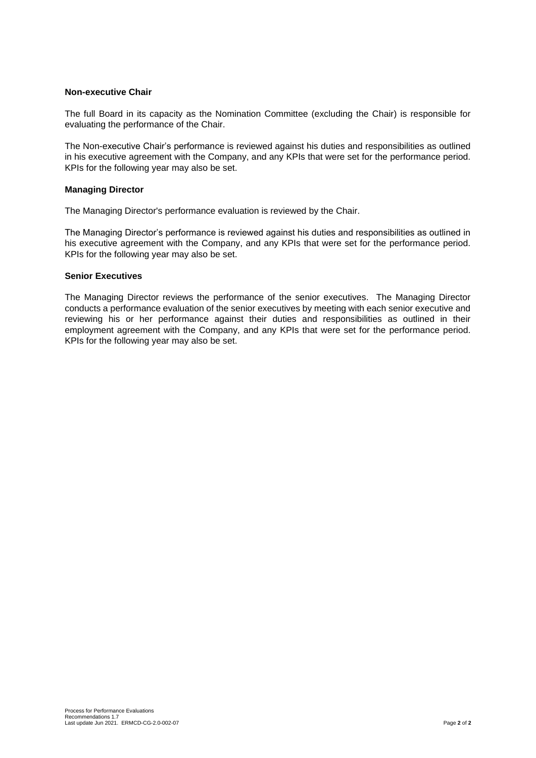### Non-executive Chair

The full Board in its capacity as the Nomination Committee (excluding the Chair) is responsible for evaluating the performance of the Chair.

The Non-executive Chair's performance is reviewed against his duties and responsibilities as outlined in his executive agreement with the Company, and any KPIs that were set for the performance period. KPIs for the following year may also be set.

### Managing Director

The Managing Director's performance evaluation is reviewed by the Chair.

The Managing Director's performance is reviewed against his duties and responsibilities as outlined in his executive agreement with the Company, and any KPIs that were set for the performance period. KPIs for the following year may also be set.

### Senior Executives

The Managing Director reviews the performance of the senior executives. The Managing Director conducts a performance evaluation of the senior executives by meeting with each senior executive and reviewing his or her performance against their duties and responsibilities as outlined in their employment agreement with the Company, and any KPIs that were set for the performance period. KPIs for the following year may also be set.